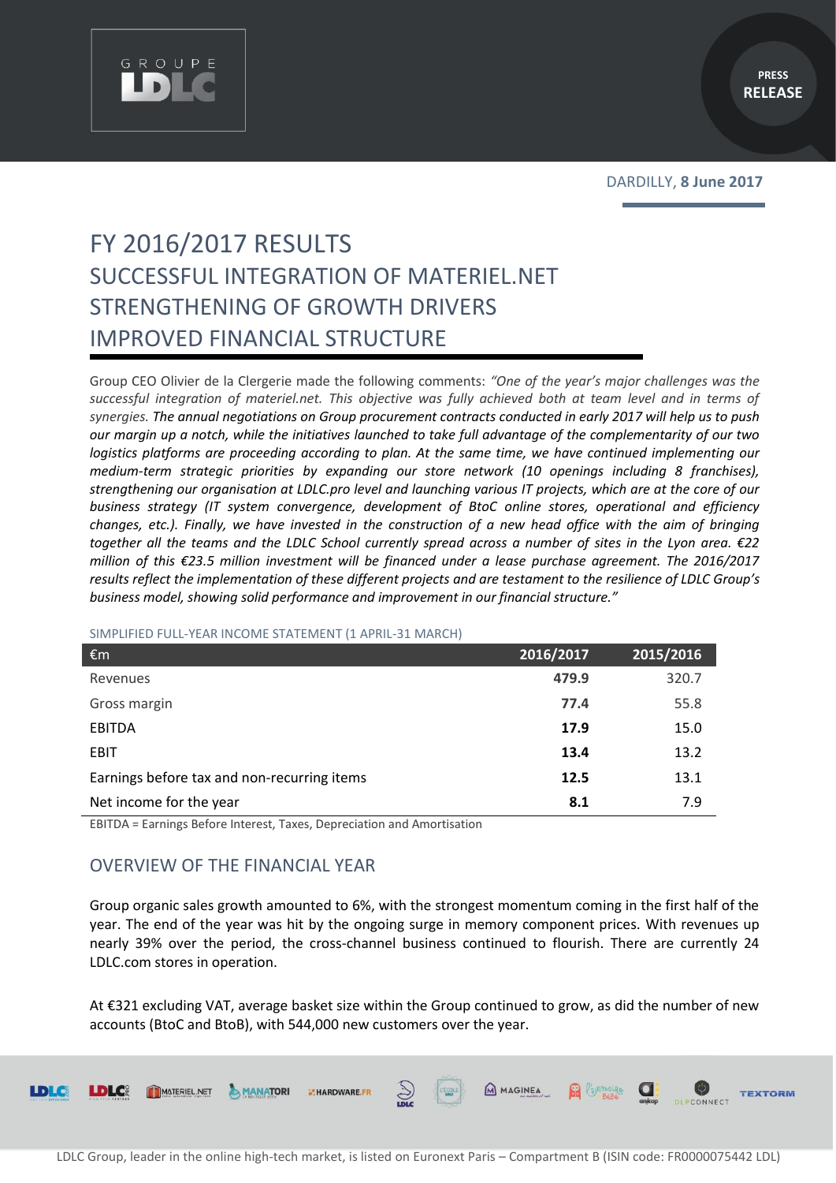GROUPE LDLC

PRESS RELEASE

DARDILLY, **8 June 2017**

# FY 2016/2017 RESULTS
# SUCCESSFUL INTEGRATION OF MATERIEL.NET
# STRENGTHENING OF GROWTH DRIVERS
# IMPROVED FINANCIAL STRUCTURE

Group CEO Olivier de la Clergerie made the following comments: *"One of the year's major challenges was the successful integration of materiel.net. This objective was fully achieved both at team level and in terms of synergies. The annual negotiations on Group procurement contracts conducted in early 2017 will help us to push our margin up a notch, while the initiatives launched to take full advantage of the complementarity of our two logistics platforms are proceeding according to plan. At the same time, we have continued implementing our medium-term strategic priorities by expanding our store network (10 openings including 8 franchises), strengthening our organisation at LDLC.pro level and launching various IT projects, which are at the core of our business strategy (IT system convergence, development of BtoC online stores, operational and efficiency changes, etc.). Finally, we have invested in the construction of a new head office with the aim of bringing together all the teams and the LDLC School currently spread across a number of sites in the Lyon area. €22 million of this €23.5 million investment will be financed under a lease purchase agreement. The 2016/2017 results reflect the implementation of these different projects and are testament to the resilience of LDLC Group's business model, showing solid performance and improvement in our financial structure."*

SIMPLIFIED FULL-YEAR INCOME STATEMENT (1 APRIL-31 MARCH)

| €m | 2016/2017 | 2015/2016 |
|---|---|---|
| Revenues | **479.9** | 320.7 |
| Gross margin | **77.4** | 55.8 |
| EBITDA | **17.9** | 15.0 |
| EBIT | **13.4** | 13.2 |
| Earnings before tax and non-recurring items | **12.5** | 13.1 |
| Net income for the year | **8.1** | 7.9 |

EBITDA = Earnings Before Interest, Taxes, Depreciation and Amortisation

## OVERVIEW OF THE FINANCIAL YEAR

Group organic sales growth amounted to 6%, with the strongest momentum coming in the first half of the year. The end of the year was hit by the ongoing surge in memory component prices. With revenues up nearly 39% over the period, the cross-channel business continued to flourish. There are currently 24 LDLC.com stores in operation.

At €321 excluding VAT, average basket size within the Group continued to grow, as did the number of new accounts (BtoC and BtoB), with 544,000 new customers over the year.

LDLC Group, leader in the online high-tech market, is listed on Euronext Paris – Compartment B (ISIN code: FR0000075442 LDL)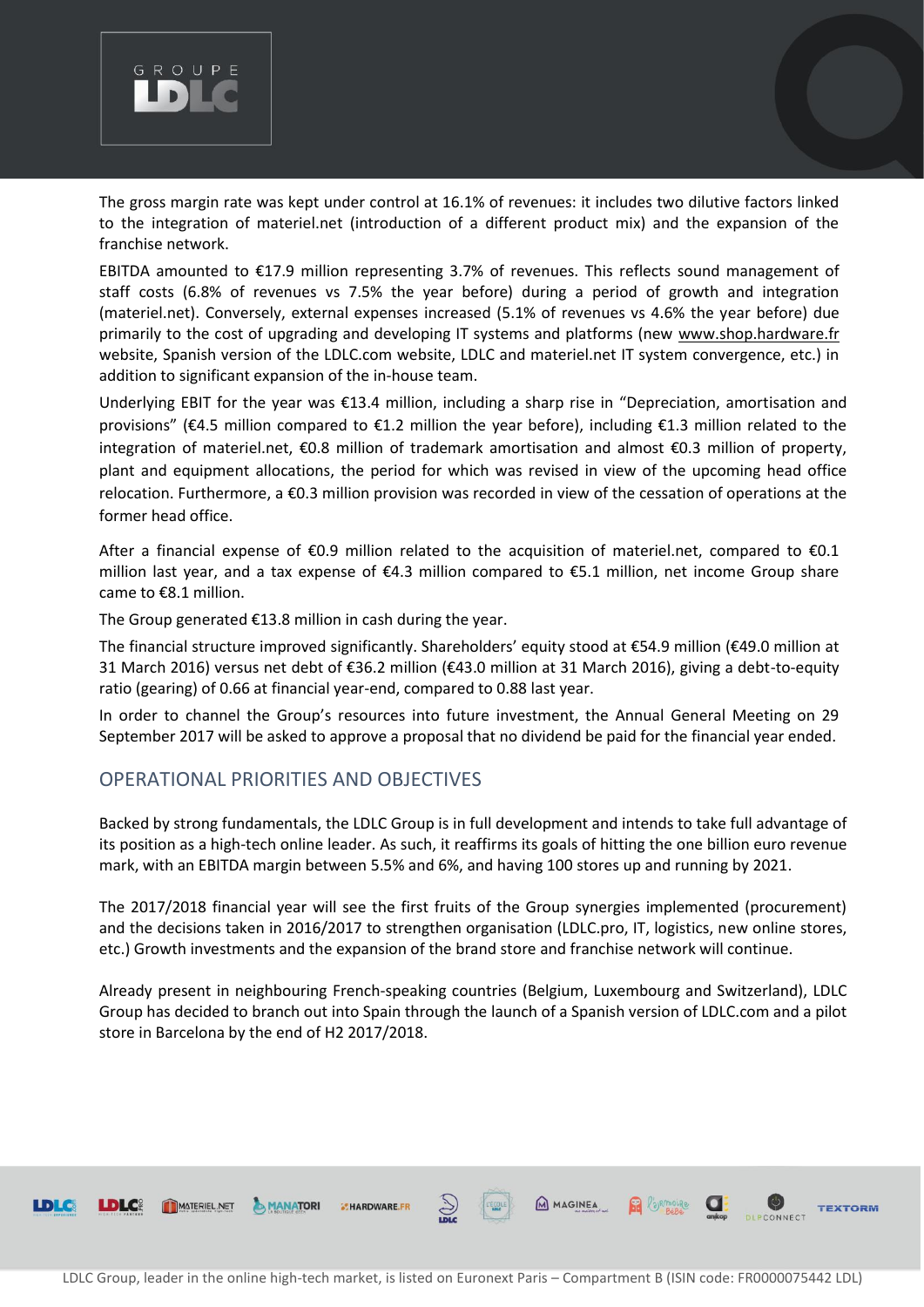The gross margin rate was kept under control at 16.1% of revenues: it includes two dilutive factors linked to the integration of materiel.net (introduction of a different product mix) and the expansion of the franchise network.

EBITDA amounted to €17.9 million representing 3.7% of revenues. This reflects sound management of staff costs (6.8% of revenues vs 7.5% the year before) during a period of growth and integration (materiel.net). Conversely, external expenses increased (5.1% of revenues vs 4.6% the year before) due primarily to the cost of upgrading and developing IT systems and platforms (new www.shop.hardware.fr website, Spanish version of the LDLC.com website, LDLC and materiel.net IT system convergence, etc.) in addition to significant expansion of the in-house team.

Underlying EBIT for the year was €13.4 million, including a sharp rise in "Depreciation, amortisation and provisions" (€4.5 million compared to €1.2 million the year before), including €1.3 million related to the integration of materiel.net, €0.8 million of trademark amortisation and almost €0.3 million of property, plant and equipment allocations, the period for which was revised in view of the upcoming head office relocation. Furthermore, a €0.3 million provision was recorded in view of the cessation of operations at the former head office.

After a financial expense of €0.9 million related to the acquisition of materiel.net, compared to €0.1 million last year, and a tax expense of €4.3 million compared to €5.1 million, net income Group share came to €8.1 million.

The Group generated €13.8 million in cash during the year.

The financial structure improved significantly. Shareholders' equity stood at €54.9 million (€49.0 million at 31 March 2016) versus net debt of €36.2 million (€43.0 million at 31 March 2016), giving a debt-to-equity ratio (gearing) of 0.66 at financial year-end, compared to 0.88 last year.

In order to channel the Group's resources into future investment, the Annual General Meeting on 29 September 2017 will be asked to approve a proposal that no dividend be paid for the financial year ended.

## OPERATIONAL PRIORITIES AND OBJECTIVES

Backed by strong fundamentals, the LDLC Group is in full development and intends to take full advantage of its position as a high-tech online leader. As such, it reaffirms its goals of hitting the one billion euro revenue mark, with an EBITDA margin between 5.5% and 6%, and having 100 stores up and running by 2021.

The 2017/2018 financial year will see the first fruits of the Group synergies implemented (procurement) and the decisions taken in 2016/2017 to strengthen organisation (LDLC.pro, IT, logistics, new online stores, etc.) Growth investments and the expansion of the brand store and franchise network will continue.

Already present in neighbouring French-speaking countries (Belgium, Luxembourg and Switzerland), LDLC Group has decided to branch out into Spain through the launch of a Spanish version of LDLC.com and a pilot store in Barcelona by the end of H2 2017/2018.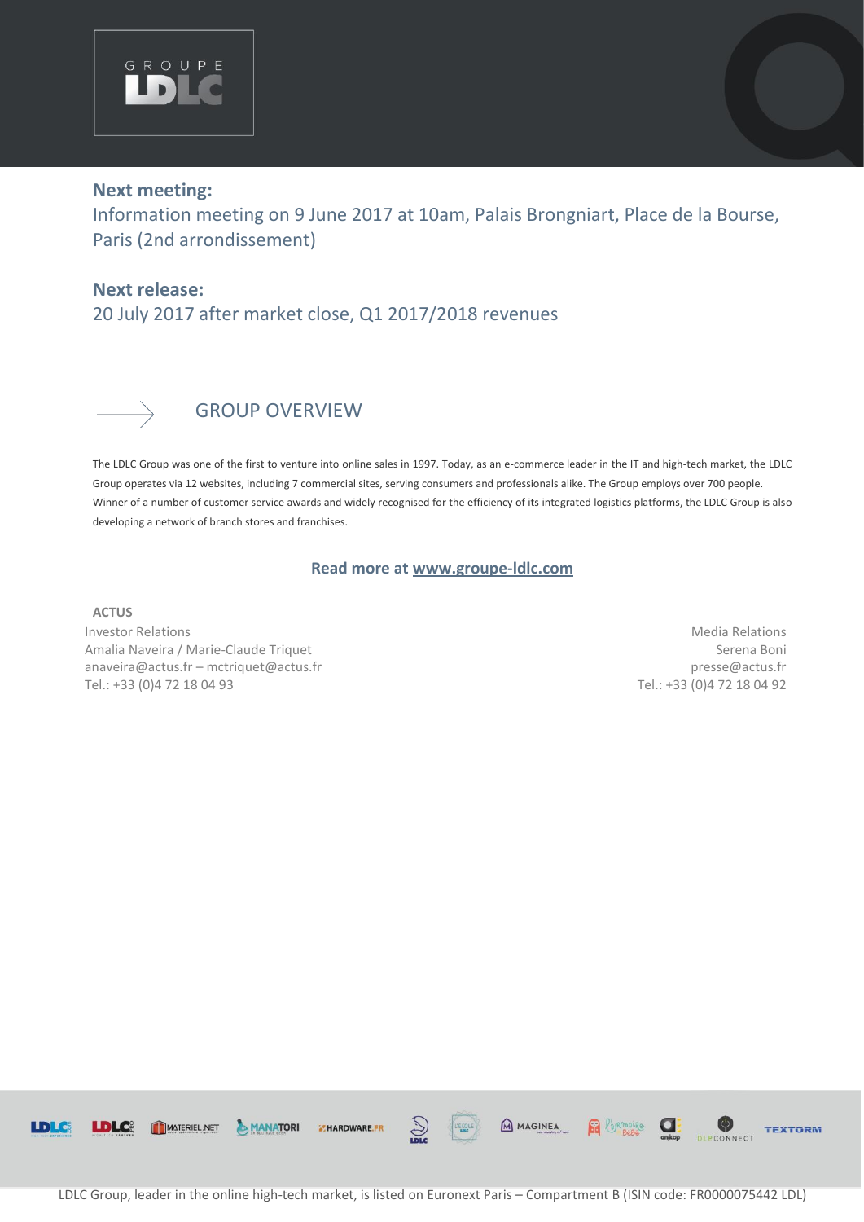**Next meeting:**

Information meeting on 9 June 2017 at 10am, Palais Brongniart, Place de la Bourse, Paris (2nd arrondissement)

**Next release:**

20 July 2017 after market close, Q1 2017/2018 revenues

## GROUP OVERVIEW

The LDLC Group was one of the first to venture into online sales in 1997. Today, as an e-commerce leader in the IT and high-tech market, the LDLC Group operates via 12 websites, including 7 commercial sites, serving consumers and professionals alike. The Group employs over 700 people. Winner of a number of customer service awards and widely recognised for the efficiency of its integrated logistics platforms, the LDLC Group is also developing a network of branch stores and franchises.

**Read more at www.groupe-ldlc.com**

**ACTUS**

Investor Relations
Amalia Naveira / Marie-Claude Triquet
anaveira@actus.fr – mctriquet@actus.fr
Tel.: +33 (0)4 72 18 04 93

Media Relations
Serena Boni
presse@actus.fr
Tel.: +33 (0)4 72 18 04 92

LDLC Group, leader in the online high-tech market, is listed on Euronext Paris – Compartment B (ISIN code: FR0000075442 LDL)